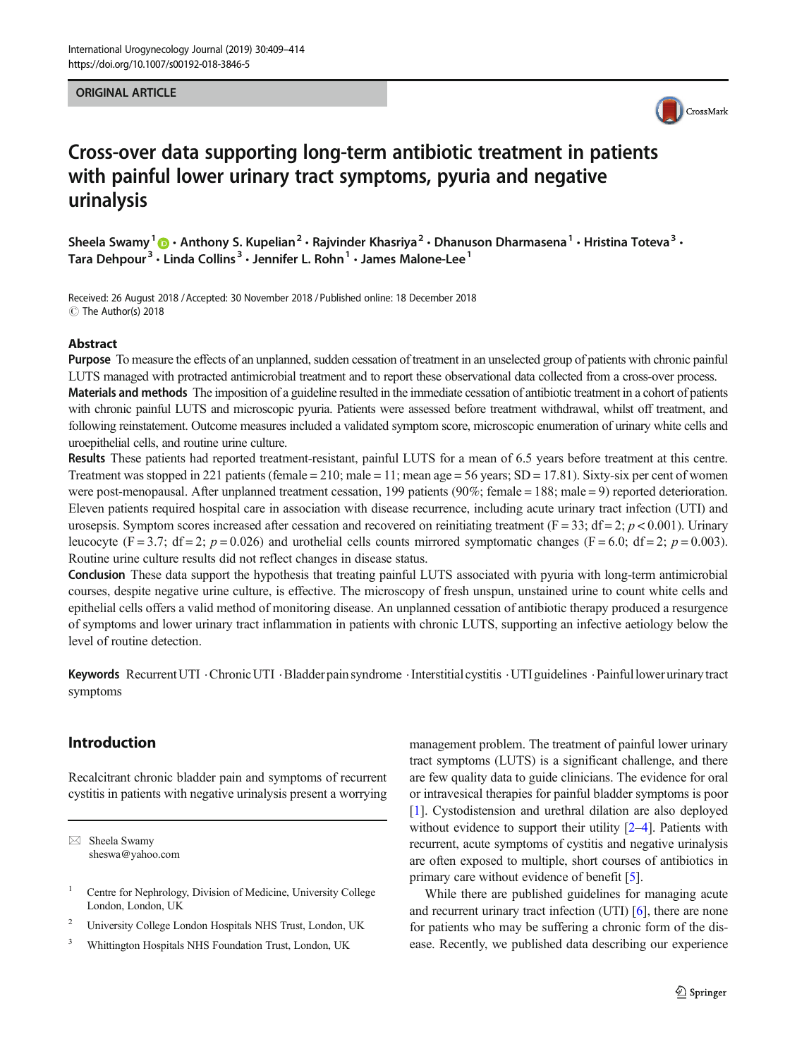ORIGINAL ARTICLE

# Cross-over data supporting long-term antibiotic treatment in patients with painful lower urinary tract symptoms, pyuria and negative urinalysis

Sheela Swamy[1] · Anthony S. Kupelian[2] · Rajvinder Khasriya[2] · Dhanuson Dharmasena[1] · Hristina Toteva[3] · Tara Dehpour[3] · Linda Collins[3] · Jennifer L. Rohn[1] · James Malone-Lee[1]

Received: 26 August 2018 / Accepted: 30 November 2018 / Published online: 18 December 2018
© The Author(s) 2018

## Abstract

**Purpose** To measure the effects of an unplanned, sudden cessation of treatment in an unselected group of patients with chronic painful LUTS managed with protracted antimicrobial treatment and to report these observational data collected from a cross-over process.

**Materials and methods** The imposition of a guideline resulted in the immediate cessation of antibiotic treatment in a cohort of patients with chronic painful LUTS and microscopic pyuria. Patients were assessed before treatment withdrawal, whilst off treatment, and following reinstatement. Outcome measures included a validated symptom score, microscopic enumeration of urinary white cells and uroepithelial cells, and routine urine culture.

**Results** These patients had reported treatment-resistant, painful LUTS for a mean of 6.5 years before treatment at this centre. Treatment was stopped in 221 patients (female = 210; male = 11; mean age = 56 years; SD = 17.81). Sixty-six per cent of women were post-menopausal. After unplanned treatment cessation, 199 patients (90%; female = 188; male = 9) reported deterioration. Eleven patients required hospital care in association with disease recurrence, including acute urinary tract infection (UTI) and urosepsis. Symptom scores increased after cessation and recovered on reinitiating treatment ($F = 33$; $df = 2$; $p < 0.001$). Urinary leucocyte ($F = 3.7$; $df = 2$; $p = 0.026$) and urothelial cells counts mirrored symptomatic changes ($F = 6.0$; $df = 2$; $p = 0.003$). Routine urine culture results did not reflect changes in disease status.

**Conclusion** These data support the hypothesis that treating painful LUTS associated with pyuria with long-term antimicrobial courses, despite negative urine culture, is effective. The microscopy of fresh unspun, unstained urine to count white cells and epithelial cells offers a valid method of monitoring disease. An unplanned cessation of antibiotic therapy produced a resurgence of symptoms and lower urinary tract inflammation in patients with chronic LUTS, supporting an infective aetiology below the level of routine detection.

**Keywords** Recurrent UTI · Chronic UTI · Bladder pain syndrome · Interstitial cystitis · UTI guidelines · Painful lower urinary tract symptoms

## Introduction

Recalcitrant chronic bladder pain and symptoms of recurrent cystitis in patients with negative urinalysis present a worrying management problem. The treatment of painful lower urinary tract symptoms (LUTS) is a significant challenge, and there are few quality data to guide clinicians. The evidence for oral or intravesical therapies for painful bladder symptoms is poor [1]. Cystodistension and urethral dilation are also deployed without evidence to support their utility [2–4]. Patients with recurrent, acute symptoms of cystitis and negative urinalysis are often exposed to multiple, short courses of antibiotics in primary care without evidence of benefit [5].

While there are published guidelines for managing acute and recurrent urinary tract infection (UTI) [6], there are none for patients who may be suffering a chronic form of the disease. Recently, we published data describing our experience

✉ Sheela Swamy
sheswa@yahoo.com

[1] Centre for Nephrology, Division of Medicine, University College London, London, UK

[2] University College London Hospitals NHS Trust, London, UK

[3] Whittington Hospitals NHS Foundation Trust, London, UK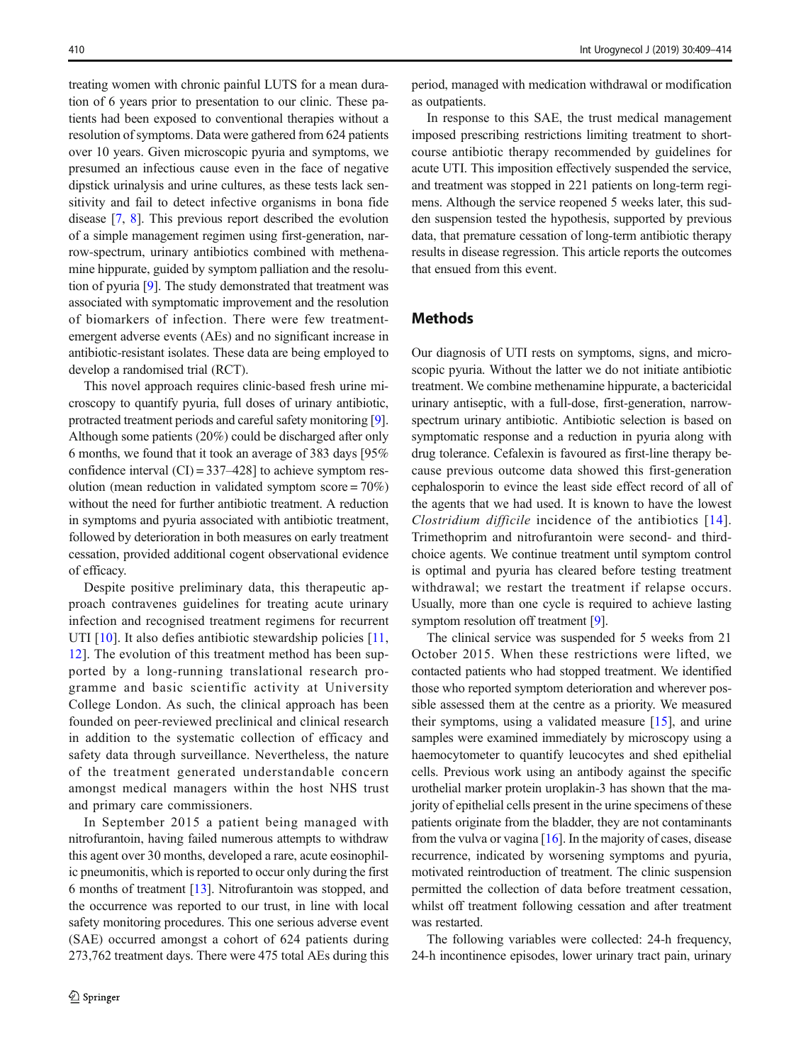treating women with chronic painful LUTS for a mean duration of 6 years prior to presentation to our clinic. These patients had been exposed to conventional therapies without a resolution of symptoms. Data were gathered from 624 patients over 10 years. Given microscopic pyuria and symptoms, we presumed an infectious cause even in the face of negative dipstick urinalysis and urine cultures, as these tests lack sensitivity and fail to detect infective organisms in bona fide disease [7, 8]. This previous report described the evolution of a simple management regimen using first-generation, narrow-spectrum, urinary antibiotics combined with methenamine hippurate, guided by symptom palliation and the resolution of pyuria [9]. The study demonstrated that treatment was associated with symptomatic improvement and the resolution of biomarkers of infection. There were few treatment-emergent adverse events (AEs) and no significant increase in antibiotic-resistant isolates. These data are being employed to develop a randomised trial (RCT).

This novel approach requires clinic-based fresh urine microscopy to quantify pyuria, full doses of urinary antibiotic, protracted treatment periods and careful safety monitoring [9]. Although some patients (20%) could be discharged after only 6 months, we found that it took an average of 383 days [95% confidence interval (CI) = 337–428] to achieve symptom resolution (mean reduction in validated symptom score = 70%) without the need for further antibiotic treatment. A reduction in symptoms and pyuria associated with antibiotic treatment, followed by deterioration in both measures on early treatment cessation, provided additional cogent observational evidence of efficacy.

Despite positive preliminary data, this therapeutic approach contravenes guidelines for treating acute urinary infection and recognised treatment regimens for recurrent UTI [10]. It also defies antibiotic stewardship policies [11, 12]. The evolution of this treatment method has been supported by a long-running translational research programme and basic scientific activity at University College London. As such, the clinical approach has been founded on peer-reviewed preclinical and clinical research in addition to the systematic collection of efficacy and safety data through surveillance. Nevertheless, the nature of the treatment generated understandable concern amongst medical managers within the host NHS trust and primary care commissioners.

In September 2015 a patient being managed with nitrofurantoin, having failed numerous attempts to withdraw this agent over 30 months, developed a rare, acute eosinophilic pneumonitis, which is reported to occur only during the first 6 months of treatment [13]. Nitrofurantoin was stopped, and the occurrence was reported to our trust, in line with local safety monitoring procedures. This one serious adverse event (SAE) occurred amongst a cohort of 624 patients during 273,762 treatment days. There were 475 total AEs during this period, managed with medication withdrawal or modification as outpatients.

In response to this SAE, the trust medical management imposed prescribing restrictions limiting treatment to short-course antibiotic therapy recommended by guidelines for acute UTI. This imposition effectively suspended the service, and treatment was stopped in 221 patients on long-term regimens. Although the service reopened 5 weeks later, this sudden suspension tested the hypothesis, supported by previous data, that premature cessation of long-term antibiotic therapy results in disease regression. This article reports the outcomes that ensued from this event.

## Methods

Our diagnosis of UTI rests on symptoms, signs, and microscopic pyuria. Without the latter we do not initiate antibiotic treatment. We combine methenamine hippurate, a bactericidal urinary antiseptic, with a full-dose, first-generation, narrow-spectrum urinary antibiotic. Antibiotic selection is based on symptomatic response and a reduction in pyuria along with drug tolerance. Cefalexin is favoured as first-line therapy because previous outcome data showed this first-generation cephalosporin to evince the least side effect record of all of the agents that we had used. It is known to have the lowest *Clostridium difficile* incidence of the antibiotics [14]. Trimethoprim and nitrofurantoin were second- and third-choice agents. We continue treatment until symptom control is optimal and pyuria has cleared before testing treatment withdrawal; we restart the treatment if relapse occurs. Usually, more than one cycle is required to achieve lasting symptom resolution off treatment [9].

The clinical service was suspended for 5 weeks from 21 October 2015. When these restrictions were lifted, we contacted patients who had stopped treatment. We identified those who reported symptom deterioration and wherever possible assessed them at the centre as a priority. We measured their symptoms, using a validated measure [15], and urine samples were examined immediately by microscopy using a haemocytometer to quantify leucocytes and shed epithelial cells. Previous work using an antibody against the specific urothelial marker protein uroplakin-3 has shown that the majority of epithelial cells present in the urine specimens of these patients originate from the bladder, they are not contaminants from the vulva or vagina [16]. In the majority of cases, disease recurrence, indicated by worsening symptoms and pyuria, motivated reintroduction of treatment. The clinic suspension permitted the collection of data before treatment cessation, whilst off treatment following cessation and after treatment was restarted.

The following variables were collected: 24-h frequency, 24-h incontinence episodes, lower urinary tract pain, urinary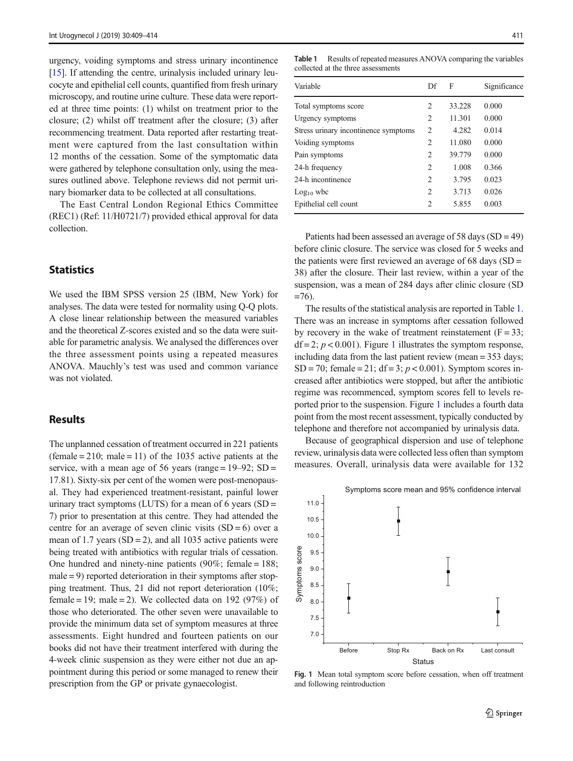urgency, voiding symptoms and stress urinary incontinence [15]. If attending the centre, urinalysis included urinary leucocyte and epithelial cell counts, quantified from fresh urinary microscopy, and routine urine culture. These data were reported at three time points: (1) whilst on treatment prior to the closure; (2) whilst off treatment after the closure; (3) after recommencing treatment. Data reported after restarting treatment were captured from the last consultation within 12 months of the cessation. Some of the symptomatic data were gathered by telephone consultation only, using the measures outlined above. Telephone reviews did not permit urinary biomarker data to be collected at all consultations.

The East Central London Regional Ethics Committee (REC1) (Ref: 11/H0721/7) provided ethical approval for data collection.

## Statistics

We used the IBM SPSS version 25 (IBM, New York) for analyses. The data were tested for normality using Q-Q plots. A close linear relationship between the measured variables and the theoretical Z-scores existed and so the data were suitable for parametric analysis. We analysed the differences over the three assessment points using a repeated measures ANOVA. Mauchly's test was used and common variance was not violated.

## Results

The unplanned cessation of treatment occurred in 221 patients (female = 210; male = 11) of the 1035 active patients at the service, with a mean age of 56 years (range = 19–92; SD = 17.81). Sixty-six per cent of the women were post-menopausal. They had experienced treatment-resistant, painful lower urinary tract symptoms (LUTS) for a mean of 6 years (SD = 7) prior to presentation at this centre. They had attended the centre for an average of seven clinic visits (SD = 6) over a mean of 1.7 years (SD = 2), and all 1035 active patients were being treated with antibiotics with regular trials of cessation. One hundred and ninety-nine patients (90%; female = 188; male = 9) reported deterioration in their symptoms after stopping treatment. Thus, 21 did not report deterioration (10%; female = 19; male = 2). We collected data on 192 (97%) of those who deteriorated. The other seven were unavailable to provide the minimum data set of symptom measures at three assessments. Eight hundred and fourteen patients on our books did not have their treatment interfered with during the 4-week clinic suspension as they were either not due an appointment during this period or some managed to renew their prescription from the GP or private gynaecologist.

**Table 1** Results of repeated measures ANOVA comparing the variables collected at the three assessments

| Variable | Df | F | Significance |
|---|---|---|---|
| Total symptoms score | 2 | 33.228 | 0.000 |
| Urgency symptoms | 2 | 11.301 | 0.000 |
| Stress urinary incontinence symptoms | 2 | 4.282 | 0.014 |
| Voiding symptoms | 2 | 11.080 | 0.000 |
| Pain symptoms | 2 | 39.779 | 0.000 |
| 24-h frequency | 2 | 1.008 | 0.366 |
| 24-h incontinence | 2 | 3.795 | 0.023 |
| $Log_{10}$ wbc | 2 | 3.713 | 0.026 |
| Epithelial cell count | 2 | 5.855 | 0.003 |

Patients had been assessed an average of 58 days (SD = 49) before clinic closure. The service was closed for 5 weeks and the patients were first reviewed an average of 68 days (SD = 38) after the closure. Their last review, within a year of the suspension, was a mean of 284 days after clinic closure (SD = 76).

The results of the statistical analysis are reported in Table 1. There was an increase in symptoms after cessation followed by recovery in the wake of treatment reinstatement (F = 33; df = 2; $p < 0.001$). Figure 1 illustrates the symptom response, including data from the last patient review (mean = 353 days; SD = 70; female = 21; df = 3; $p < 0.001$). Symptom scores increased after antibiotics were stopped, but after the antibiotic regime was recommenced, symptom scores fell to levels reported prior to the suspension. Figure 1 includes a fourth data point from the most recent assessment, typically conducted by telephone and therefore not accompanied by urinalysis data.

Because of geographical dispersion and use of telephone review, urinalysis data were collected less often than symptom measures. Overall, urinalysis data were available for 132

Symptoms score mean and 95% confidence interval

Symptoms score

11.0
10.5
10.0
9.5
9.0
8.5
8.0
7.5
7.0

Before
Stop Rx
Back on Rx
Last consult

Status

**Fig. 1** Mean total symptom score before cessation, when off treatment and following reintroduction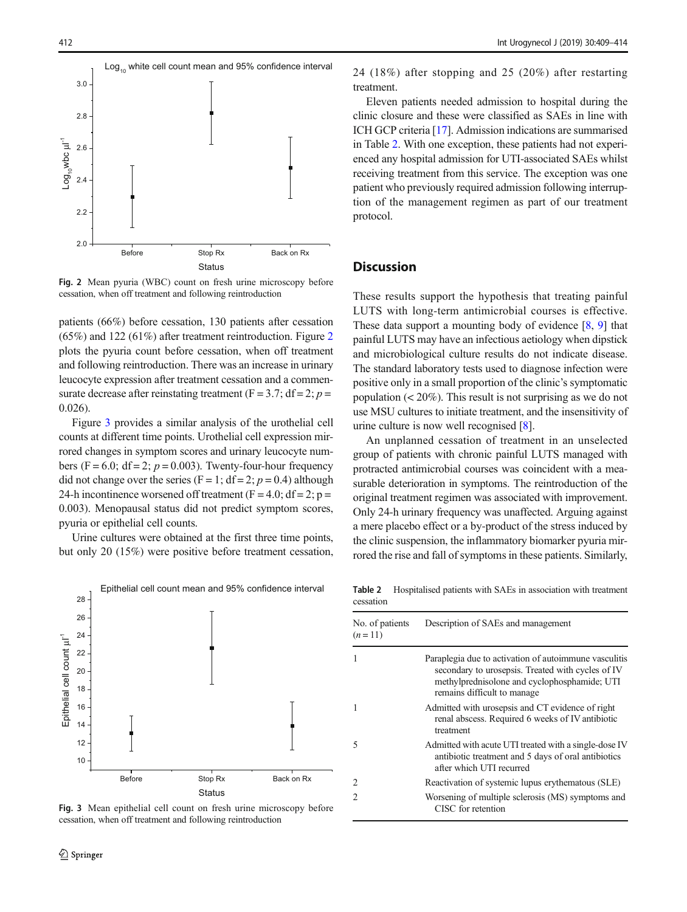Log$_{10}$ white cell count mean and 95% confidence interval

Log$_{10}$wbc µl$^{-1}$

3.0
2.8
2.6
2.4
2.2
2.0

Before
Stop Rx
Back on Rx

Status

**Fig. 2** Mean pyuria (WBC) count on fresh urine microscopy before cessation, when off treatment and following reintroduction

patients (66%) before cessation, 130 patients after cessation (65%) and 122 (61%) after treatment reintroduction. Figure 2 plots the pyuria count before cessation, when off treatment and following reintroduction. There was an increase in urinary leucocyte expression after treatment cessation and a commensurate decrease after reinstating treatment ($F = 3.7$; $df = 2$; $p = 0.026$).

Figure 3 provides a similar analysis of the urothelial cell counts at different time points. Urothelial cell expression mirrored changes in symptom scores and urinary leucocyte numbers ($F = 6.0$; $df = 2$; $p = 0.003$). Twenty-four-hour frequency did not change over the series ($F = 1$; $df = 2$; $p = 0.4$) although 24-h incontinence worsened off treatment ($F = 4.0$; $df = 2$; $p = 0.003$). Menopausal status did not predict symptom scores, pyuria or epithelial cell counts.

Urine cultures were obtained at the first three time points, but only 20 (15%) were positive before treatment cessation, 24 (18%) after stopping and 25 (20%) after restarting treatment.

Eleven patients needed admission to hospital during the clinic closure and these were classified as SAEs in line with ICH GCP criteria [17]. Admission indications are summarised in Table 2. With one exception, these patients had not experienced any hospital admission for UTI-associated SAEs whilst receiving treatment from this service. The exception was one patient who previously required admission following interruption of the management regimen as part of our treatment protocol.

Epithelial cell count mean and 95% confidence interval

Epithelial cell count µl$^{-1}$

28
26
24
22
20
18
16
14
12
10

Before
Stop Rx
Back on Rx

Status

**Fig. 3** Mean epithelial cell count on fresh urine microscopy before cessation, when off treatment and following reintroduction

## Discussion

These results support the hypothesis that treating painful LUTS with long-term antimicrobial courses is effective. These data support a mounting body of evidence [8, 9] that painful LUTS may have an infectious aetiology when dipstick and microbiological culture results do not indicate disease. The standard laboratory tests used to diagnose infection were positive only in a small proportion of the clinic's symptomatic population (< 20%). This result is not surprising as we do not use MSU cultures to initiate treatment, and the insensitivity of urine culture is now well recognised [8].

An unplanned cessation of treatment in an unselected group of patients with chronic painful LUTS managed with protracted antimicrobial courses was coincident with a measurable deterioration in symptoms. The reintroduction of the original treatment regimen was associated with improvement. Only 24-h urinary frequency was unaffected. Arguing against a mere placebo effect or a by-product of the stress induced by the clinic suspension, the inflammatory biomarker pyuria mirrored the rise and fall of symptoms in these patients. Similarly,

**Table 2** Hospitalised patients with SAEs in association with treatment cessation

| No. of patients ($n = 11$) | Description of SAEs and management |
|---|---|
| 1 | Paraplegia due to activation of autoimmune vasculitis secondary to urosepsis. Treated with cycles of IV methylprednisolone and cyclophosphamide; UTI remains difficult to manage |
| 1 | Admitted with urosepsis and CT evidence of right renal abscess. Required 6 weeks of IV antibiotic treatment |
| 5 | Admitted with acute UTI treated with a single-dose IV antibiotic treatment and 5 days of oral antibiotics after which UTI recurred |
| 2 | Reactivation of systemic lupus erythematous (SLE) |
| 2 | Worsening of multiple sclerosis (MS) symptoms and CISC for retention |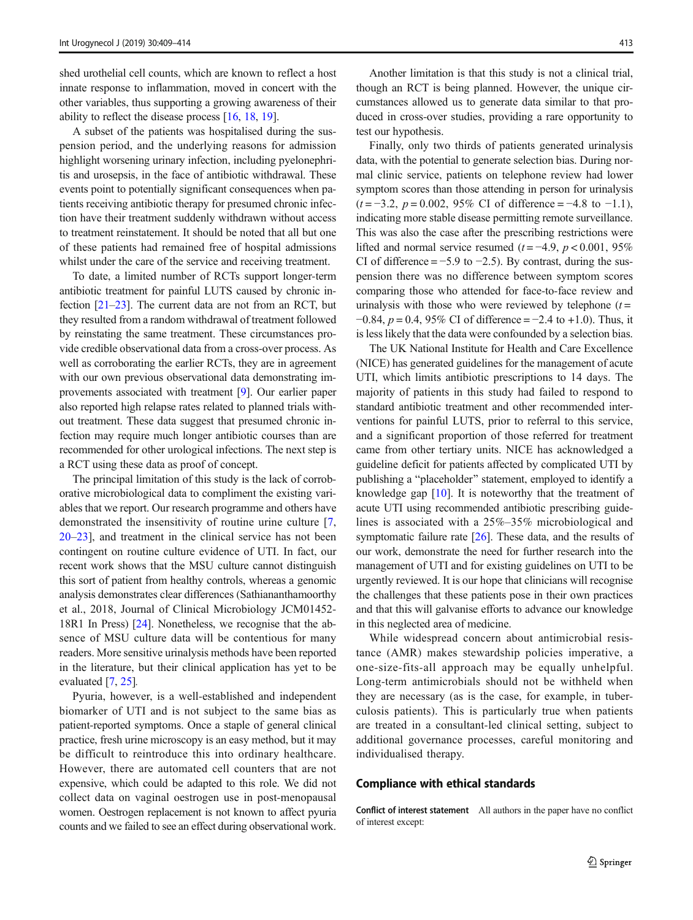shed urothelial cell counts, which are known to reflect a host innate response to inflammation, moved in concert with the other variables, thus supporting a growing awareness of their ability to reflect the disease process [16, 18, 19].

A subset of the patients was hospitalised during the suspension period, and the underlying reasons for admission highlight worsening urinary infection, including pyelonephritis and urosepsis, in the face of antibiotic withdrawal. These events point to potentially significant consequences when patients receiving antibiotic therapy for presumed chronic infection have their treatment suddenly withdrawn without access to treatment reinstatement. It should be noted that all but one of these patients had remained free of hospital admissions whilst under the care of the service and receiving treatment.

To date, a limited number of RCTs support longer-term antibiotic treatment for painful LUTS caused by chronic infection [21–23]. The current data are not from an RCT, but they resulted from a random withdrawal of treatment followed by reinstating the same treatment. These circumstances provide credible observational data from a cross-over process. As well as corroborating the earlier RCTs, they are in agreement with our own previous observational data demonstrating improvements associated with treatment [9]. Our earlier paper also reported high relapse rates related to planned trials without treatment. These data suggest that presumed chronic infection may require much longer antibiotic courses than are recommended for other urological infections. The next step is a RCT using these data as proof of concept.

The principal limitation of this study is the lack of corroborative microbiological data to compliment the existing variables that we report. Our research programme and others have demonstrated the insensitivity of routine urine culture [7, 20–23], and treatment in the clinical service has not been contingent on routine culture evidence of UTI. In fact, our recent work shows that the MSU culture cannot distinguish this sort of patient from healthy controls, whereas a genomic analysis demonstrates clear differences (Sathiananthamoorthy et al., 2018, Journal of Clinical Microbiology JCM01452-18R1 In Press) [24]. Nonetheless, we recognise that the absence of MSU culture data will be contentious for many readers. More sensitive urinalysis methods have been reported in the literature, but their clinical application has yet to be evaluated [7, 25].

Pyuria, however, is a well-established and independent biomarker of UTI and is not subject to the same bias as patient-reported symptoms. Once a staple of general clinical practice, fresh urine microscopy is an easy method, but it may be difficult to reintroduce this into ordinary healthcare. However, there are automated cell counters that are not expensive, which could be adapted to this role. We did not collect data on vaginal oestrogen use in post-menopausal women. Oestrogen replacement is not known to affect pyuria counts and we failed to see an effect during observational work.

Another limitation is that this study is not a clinical trial, though an RCT is being planned. However, the unique circumstances allowed us to generate data similar to that produced in cross-over studies, providing a rare opportunity to test our hypothesis.

Finally, only two thirds of patients generated urinalysis data, with the potential to generate selection bias. During normal clinic service, patients on telephone review had lower symptom scores than those attending in person for urinalysis ($t = -3.2$, $p = 0.002$, 95% CI of difference $= -4.8$ to $-1.1$), indicating more stable disease permitting remote surveillance. This was also the case after the prescribing restrictions were lifted and normal service resumed ($t = -4.9$, $p < 0.001$, 95% CI of difference $= -5.9$ to $-2.5$). By contrast, during the suspension there was no difference between symptom scores comparing those who attended for face-to-face review and urinalysis with those who were reviewed by telephone ($t = -0.84$, $p = 0.4$, 95% CI of difference $= -2.4$ to $+1.0$). Thus, it is less likely that the data were confounded by a selection bias.

The UK National Institute for Health and Care Excellence (NICE) has generated guidelines for the management of acute UTI, which limits antibiotic prescriptions to 14 days. The majority of patients in this study had failed to respond to standard antibiotic treatment and other recommended interventions for painful LUTS, prior to referral to this service, and a significant proportion of those referred for treatment came from other tertiary units. NICE has acknowledged a guideline deficit for patients affected by complicated UTI by publishing a "placeholder" statement, employed to identify a knowledge gap [10]. It is noteworthy that the treatment of acute UTI using recommended antibiotic prescribing guidelines is associated with a 25%–35% microbiological and symptomatic failure rate [26]. These data, and the results of our work, demonstrate the need for further research into the management of UTI and for existing guidelines on UTI to be urgently reviewed. It is our hope that clinicians will recognise the challenges that these patients pose in their own practices and that this will galvanise efforts to advance our knowledge in this neglected area of medicine.

While widespread concern about antimicrobial resistance (AMR) makes stewardship policies imperative, a one-size-fits-all approach may be equally unhelpful. Long-term antimicrobials should not be withheld when they are necessary (as is the case, for example, in tuberculosis patients). This is particularly true when patients are treated in a consultant-led clinical setting, subject to additional governance processes, careful monitoring and individualised therapy.

## Compliance with ethical standards

**Conflict of interest statement** All authors in the paper have no conflict of interest except: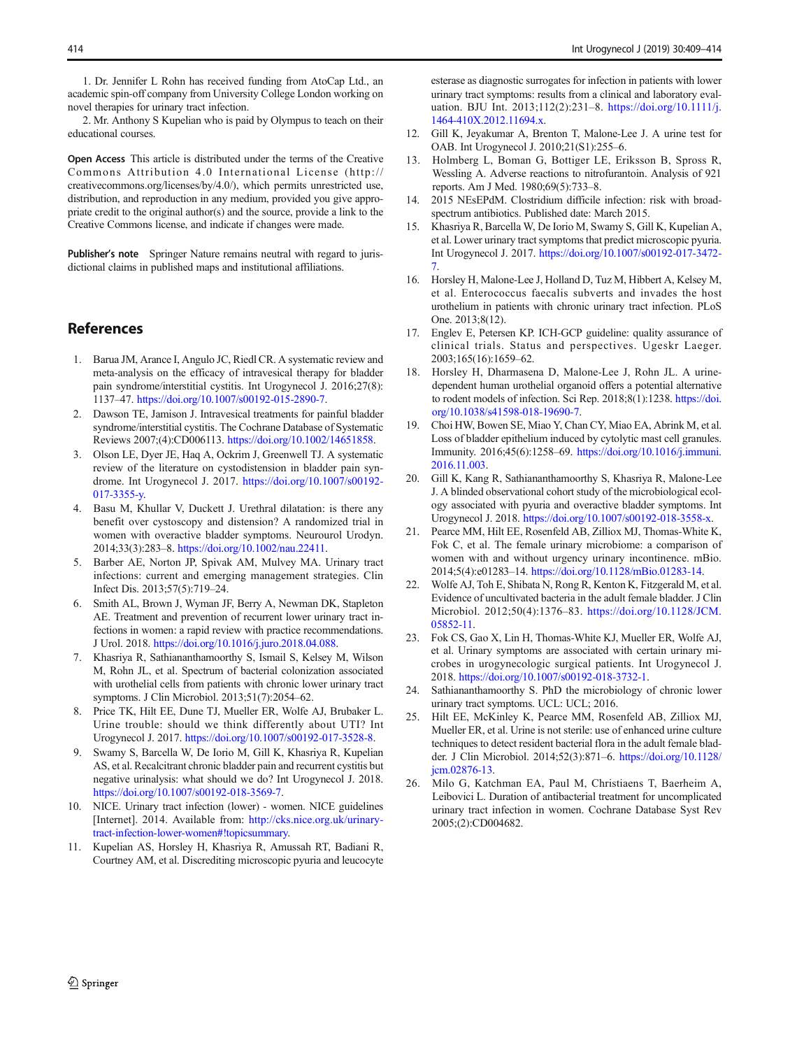1. Dr. Jennifer L Rohn has received funding from AtoCap Ltd., an academic spin-off company from University College London working on novel therapies for urinary tract infection.

2. Mr. Anthony S Kupelian who is paid by Olympus to teach on their educational courses.

**Open Access** This article is distributed under the terms of the Creative Commons Attribution 4.0 International License (http://creativecommons.org/licenses/by/4.0/), which permits unrestricted use, distribution, and reproduction in any medium, provided you give appropriate credit to the original author(s) and the source, provide a link to the Creative Commons license, and indicate if changes were made.

**Publisher's note** Springer Nature remains neutral with regard to jurisdictional claims in published maps and institutional affiliations.

## References

1. Barua JM, Arance I, Angulo JC, Riedl CR. A systematic review and meta-analysis on the efficacy of intravesical therapy for bladder pain syndrome/interstitial cystitis. Int Urogynecol J. 2016;27(8):1137–47. https://doi.org/10.1007/s00192-015-2890-7.
2. Dawson TE, Jamison J. Intravesical treatments for painful bladder syndrome/interstitial cystitis. The Cochrane Database of Systematic Reviews 2007;(4):CD006113. https://doi.org/10.1002/14651858.
3. Olson LE, Dyer JE, Haq A, Ockrim J, Greenwell TJ. A systematic review of the literature on cystodistension in bladder pain syndrome. Int Urogynecol J. 2017. https://doi.org/10.1007/s00192-017-3355-y.
4. Basu M, Khullar V, Duckett J. Urethral dilatation: is there any benefit over cystoscopy and distension? A randomized trial in women with overactive bladder symptoms. Neurourol Urodyn. 2014;33(3):283–8. https://doi.org/10.1002/nau.22411.
5. Barber AE, Norton JP, Spivak AM, Mulvey MA. Urinary tract infections: current and emerging management strategies. Clin Infect Dis. 2013;57(5):719–24.
6. Smith AL, Brown J, Wyman JF, Berry A, Newman DK, Stapleton AE. Treatment and prevention of recurrent lower urinary tract infections in women: a rapid review with practice recommendations. J Urol. 2018. https://doi.org/10.1016/j.juro.2018.04.088.
7. Khasriya R, Sathiananthamoorthy S, Ismail S, Kelsey M, Wilson M, Rohn JL, et al. Spectrum of bacterial colonization associated with urothelial cells from patients with chronic lower urinary tract symptoms. J Clin Microbiol. 2013;51(7):2054–62.
8. Price TK, Hilt EE, Dune TJ, Mueller ER, Wolfe AJ, Brubaker L. Urine trouble: should we think differently about UTI? Int Urogynecol J. 2017. https://doi.org/10.1007/s00192-017-3528-8.
9. Swamy S, Barcella W, De Iorio M, Gill K, Khasriya R, Kupelian AS, et al. Recalcitrant chronic bladder pain and recurrent cystitis but negative urinalysis: what should we do? Int Urogynecol J. 2018. https://doi.org/10.1007/s00192-018-3569-7.
10. NICE. Urinary tract infection (lower) - women. NICE guidelines [Internet]. 2014. Available from: http://cks.nice.org.uk/urinary-tract-infection-lower-women#!topicsummary.
11. Kupelian AS, Horsley H, Khasriya R, Amussah RT, Badiani R, Courtney AM, et al. Discrediting microscopic pyuria and leucocyte esterase as diagnostic surrogates for infection in patients with lower urinary tract symptoms: results from a clinical and laboratory evaluation. BJU Int. 2013;112(2):231–8. https://doi.org/10.1111/j.1464-410X.2012.11694.x.
12. Gill K, Jeyakumar A, Brenton T, Malone-Lee J. A urine test for OAB. Int Urogynecol J. 2010;21(S1):255–6.
13. Holmberg L, Boman G, Bottiger LE, Eriksson B, Spross R, Wessling A. Adverse reactions to nitrofurantoin. Analysis of 921 reports. Am J Med. 1980;69(5):733–8.
14. 2015 NEsEPdM. Clostridium difficile infection: risk with broad-spectrum antibiotics. Published date: March 2015.
15. Khasriya R, Barcella W, De Iorio M, Swamy S, Gill K, Kupelian A, et al. Lower urinary tract symptoms that predict microscopic pyuria. Int Urogynecol J. 2017. https://doi.org/10.1007/s00192-017-3472-7.
16. Horsley H, Malone-Lee J, Holland D, Tuz M, Hibbert A, Kelsey M, et al. Enterococcus faecalis subverts and invades the host urothelium in patients with chronic urinary tract infection. PLoS One. 2013;8(12).
17. Englev E, Petersen KP. ICH-GCP guideline: quality assurance of clinical trials. Status and perspectives. Ugeskr Laeger. 2003;165(16):1659–62.
18. Horsley H, Dharmasena D, Malone-Lee J, Rohn JL. A urine-dependent human urothelial organoid offers a potential alternative to rodent models of infection. Sci Rep. 2018;8(1):1238. https://doi.org/10.1038/s41598-018-19690-7.
19. Choi HW, Bowen SE, Miao Y, Chan CY, Miao EA, Abrink M, et al. Loss of bladder epithelium induced by cytolytic mast cell granules. Immunity. 2016;45(6):1258–69. https://doi.org/10.1016/j.immuni.2016.11.003.
20. Gill K, Kang R, Sathiananthamoorthy S, Khasriya R, Malone-Lee J. A blinded observational cohort study of the microbiological ecology associated with pyuria and overactive bladder symptoms. Int Urogynecol J. 2018. https://doi.org/10.1007/s00192-018-3558-x.
21. Pearce MM, Hilt EE, Rosenfeld AB, Zilliox MJ, Thomas-White K, Fok C, et al. The female urinary microbiome: a comparison of women with and without urgency urinary incontinence. mBio. 2014;5(4):e01283–14. https://doi.org/10.1128/mBio.01283-14.
22. Wolfe AJ, Toh E, Shibata N, Rong R, Kenton K, Fitzgerald M, et al. Evidence of uncultivated bacteria in the adult female bladder. J Clin Microbiol. 2012;50(4):1376–83. https://doi.org/10.1128/JCM.05852-11.
23. Fok CS, Gao X, Lin H, Thomas-White KJ, Mueller ER, Wolfe AJ, et al. Urinary symptoms are associated with certain urinary microbes in urogynecologic surgical patients. Int Urogynecol J. 2018. https://doi.org/10.1007/s00192-018-3732-1.
24. Sathiananthamoorthy S. PhD the microbiology of chronic lower urinary tract symptoms. UCL: UCL; 2016.
25. Hilt EE, McKinley K, Pearce MM, Rosenfeld AB, Zilliox MJ, Mueller ER, et al. Urine is not sterile: use of enhanced urine culture techniques to detect resident bacterial flora in the adult female bladder. J Clin Microbiol. 2014;52(3):871–6. https://doi.org/10.1128/jcm.02876-13.
26. Milo G, Katchman EA, Paul M, Christiaens T, Baerheim A, Leibovici L. Duration of antibacterial treatment for uncomplicated urinary tract infection in women. Cochrane Database Syst Rev 2005;(2):CD004682.